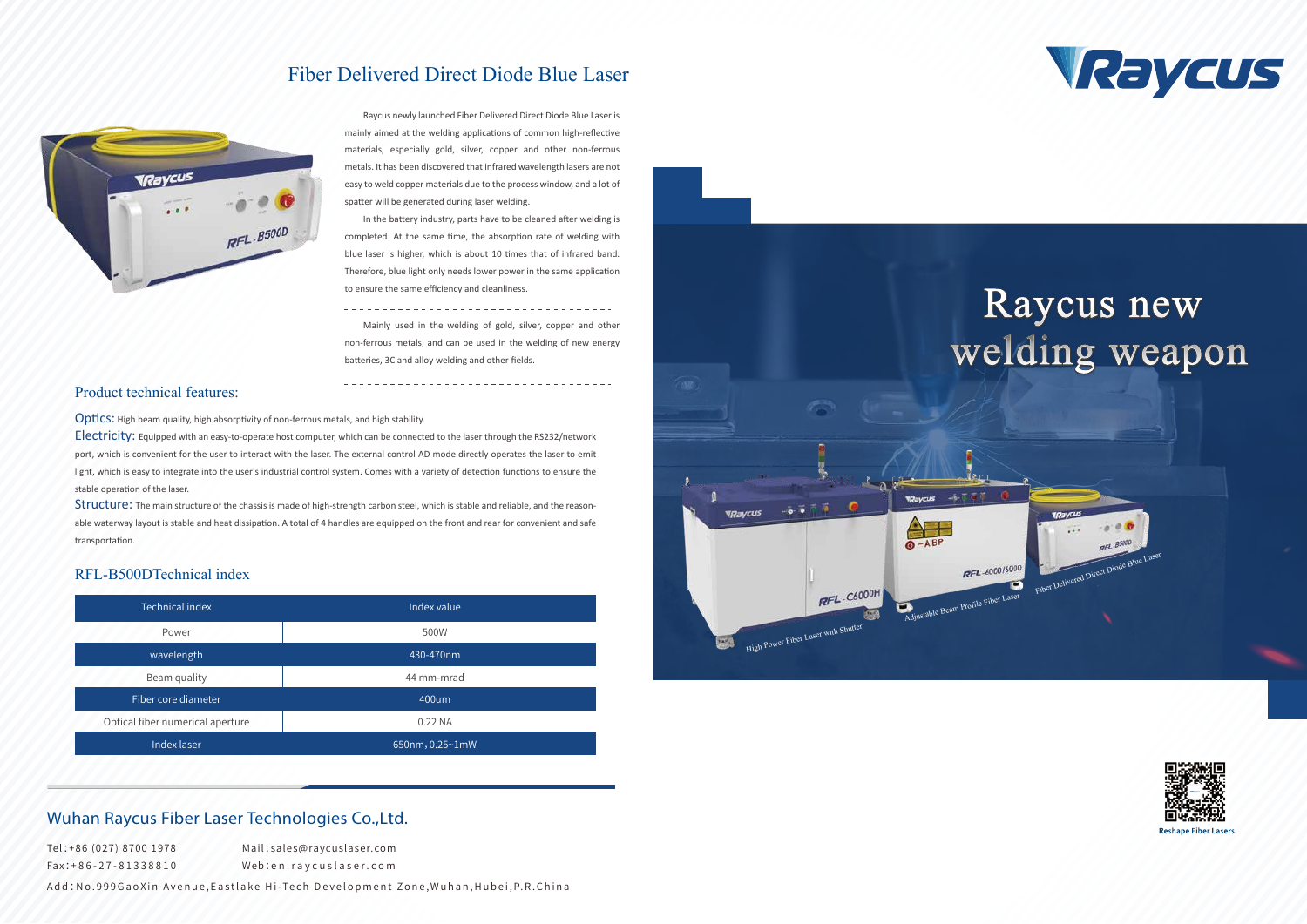# Fiber Delivered Direct Diode Blue Laser

Raycus newly launched Fiber Delivered Direct Diode Blue Laser is mainly aimed at the welding applications of common high-reflective materials, especially gold, silver, copper and other non-ferrous metals. It has been discovered that infrared wavelength lasers are not easy to weld copper materials due to the process window, and a lot of spatter will be generated during laser welding.

In the battery industry, parts have to be cleaned after welding is completed. At the same time, the absorption rate of welding with blue laser is higher, which is about 10 times that of infrared band. Therefore, blue light only needs lower power in the same application to ensure the same efficiency and cleanliness.

Mainly used in the welding of gold, silver, copper and other non-ferrous metals, and can be used in the welding of new energy batteries, 3C and alloy welding and other fields.

## Product technical features:

**Optics:** High beam quality, high absorptivity of non-ferrous metals, and high stability.

**Electricity:** Equipped with an easy-to-operate host computer, which can be connected to the laser through the RS232/network port, which is convenient for the user to interact with the laser. The external control AD mode directly operates the laser to emit light, which is easy to integrate into the user's industrial control system. Comes with a variety of detection functions to ensure the stable operation of the laser.

**Structure:** The main structure of the chassis is made of high-strength carbon steel, which is stable and reliable, and the reasonable waterway layout is stable and heat dissipation. A total of 4 handles are equipped on the front and rear for convenient and safe transportation.

## RFL-B500DTechnical index

| Technical index | Index value |
|---|---|
| Power | 500W |
| wavelength | 430-470nm |
| Beam quality | 44 mm-mrad |
| Fiber core diameter | 400um |
| Optical fiber numerical aperture | 0.22 NA |
| Index laser | 650nm，0.25~1mW |

## Wuhan Raycus Fiber Laser Technologies Co.,Ltd.

Tel:+86 (027) 8700 1978 Mail:sales@raycuslaser.com

Fax:+86-27-81338810 Web:en.raycuslaser.com

Add:No.999GaoXin Avenue,Eastlake Hi-Tech Development Zone,Wuhan,Hubei,P.R.China

# Raycus new welding weapon

High Power Fiber Laser with Shutter

Adjustable Beam Profile Fiber Laser

Fiber Delivered Direct Diode Blue Laser

Reshape Fiber Lasers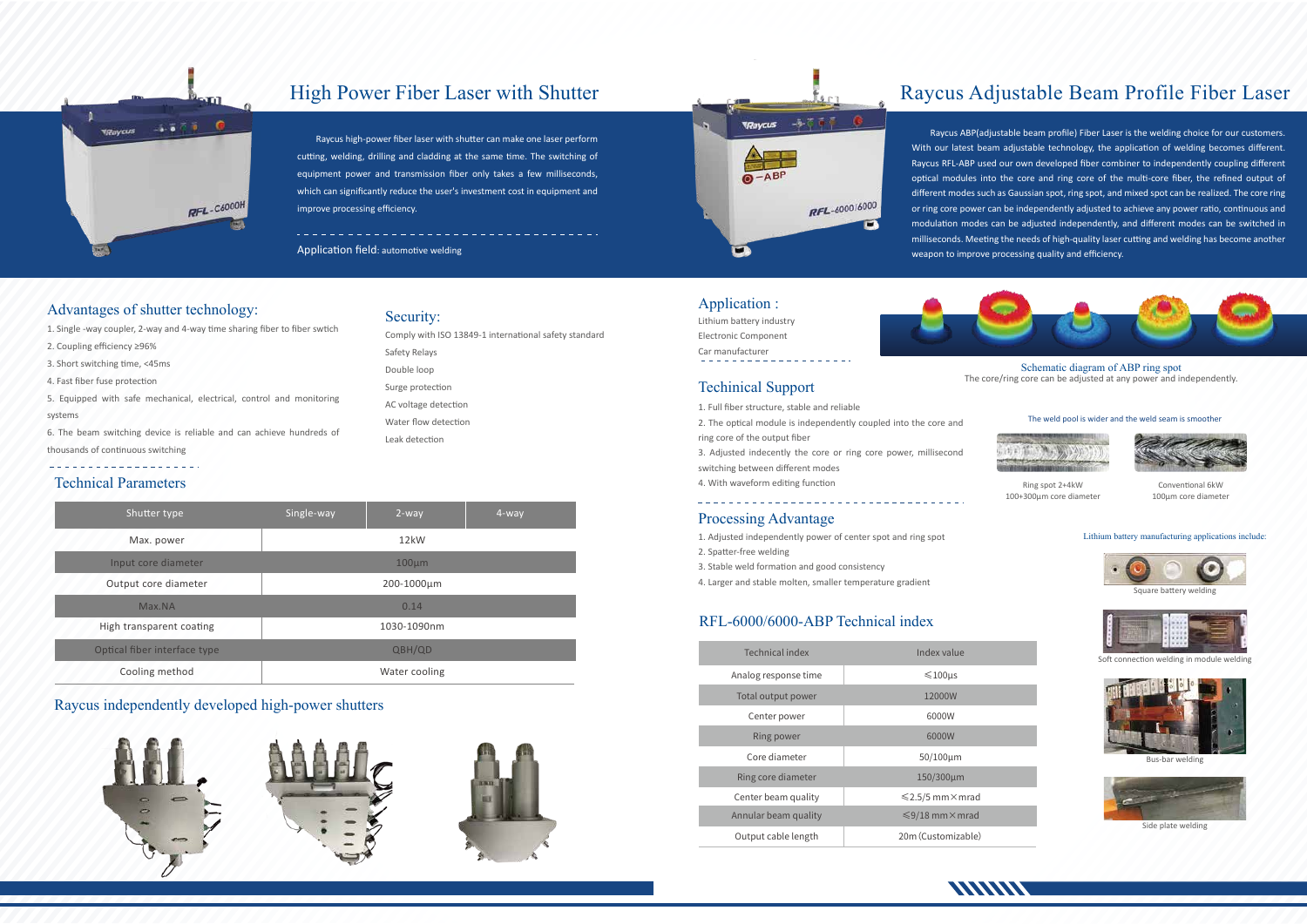# High Power Fiber Laser with Shutter

Raycus high-power fiber laser with shutter can make one laser perform cutting, welding, drilling and cladding at the same time. The switching of equipment power and transmission fiber only takes a few milliseconds, which can significantly reduce the user's investment cost in equipment and improve processing efficiency.

Application field: automotive welding

## Advantages of shutter technology:

1. Single -way coupler, 2-way and 4-way time sharing fiber to fiber swtich
2. Coupling efficiency ≥96%
3. Short switching time, <45ms
4. Fast fiber fuse protection
5. Equipped with safe mechanical, electrical, control and monitoring systems
6. The beam switching device is reliable and can achieve hundreds of thousands of continuous switching

## Security:

Comply with ISO 13849-1 international safety standard

Safety Relays

Double loop

Surge protection

AC voltage detection

Water flow detection

Leak detection

## Technical Parameters

| Shutter type | Single-way | 2-way | 4-way |
|---|---|---|---|
| Max. power | 12kW | | |
| Input core diameter | 100μm | | |
| Output core diameter | 200-1000μm | | |
| Max.NA | 0.14 | | |
| High transparent coating | 1030-1090nm | | |
| Optical fiber interface type | QBH/QD | | |
| Cooling method | Water cooling | | |

## Raycus independently developed high-power shutters

# Raycus Adjustable Beam Profile Fiber Laser

Raycus ABP(adjustable beam profile) Fiber Laser is the welding choice for our customers. With our latest beam adjustable technology, the application of welding becomes different. Raycus RFL-ABP used our own developed fiber combiner to independently coupling different optical modules into the core and ring core of the multi-core fiber, the refined output of different modes such as Gaussian spot, ring spot, and mixed spot can be realized. The core ring or ring core power can be independently adjusted to achieve any power ratio, continuous and modulation modes can be adjusted independently, and different modes can be switched in milliseconds. Meeting the needs of high-quality laser cutting and welding has become another weapon to improve processing quality and efficiency.

## Application :

Lithium battery industry

Electronic Component

Car manufacturer

Schematic diagram of ABP ring spot

The core/ring core can be adjusted at any power and independently.

## Techinical Support

1. Full fiber structure, stable and reliable
2. The optical module is independently coupled into the core and ring core of the output fiber
3. Adjusted indecently the core or ring core power, millisecond switching between different modes
4. With waveform editing function

The weld pool is wider and the weld seam is smoother

Ring spot 2+4kW
100+300μm core diameter

Conventional 6kW
100μm core diameter

## Processing Advantage

1. Adjusted independently power of center spot and ring spot
2. Spatter-free welding
3. Stable weld formation and good consistency
4. Larger and stable molten, smaller temperature gradient

Lithium battery manufacturing applications include:

Square battery welding

Soft connection welding in module welding

Bus-bar welding

Side plate welding

## RFL-6000/6000-ABP Technical index

| Technical index | Index value |
|---|---|
| Analog response time | ≤100μs |
| Total output power | 12000W |
| Center power | 6000W |
| Ring power | 6000W |
| Core diameter | 50/100μm |
| Ring core diameter | 150/300μm |
| Center beam quality | ≤2.5/5 mm×mrad |
| Annular beam quality | ≤9/18 mm×mrad |
| Output cable length | 20m (Customizable) |